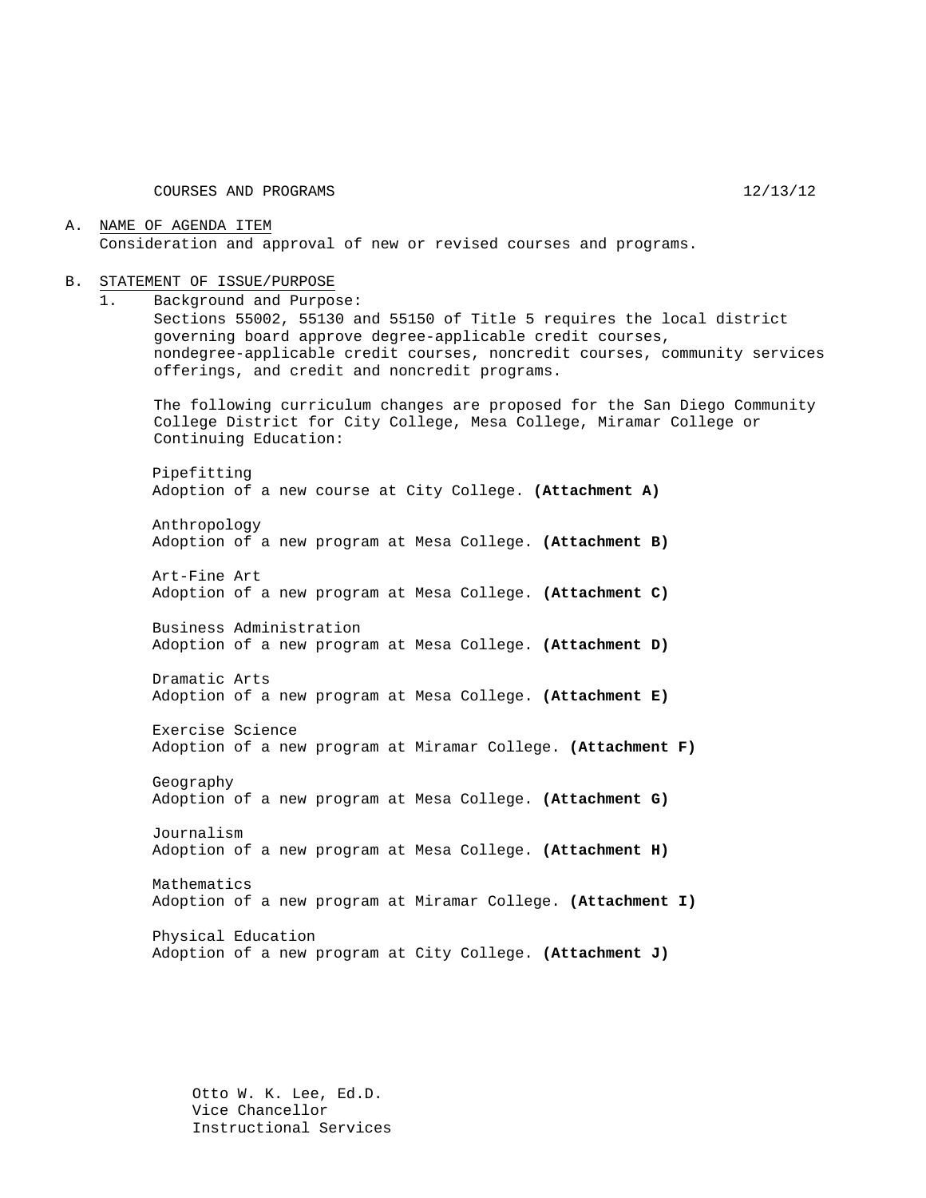COURSES AND PROGRAMS 12/13/12

A. NAME OF AGENDA ITEM
Consideration and approval of new or revised courses and programs.

B. STATEMENT OF ISSUE/PURPOSE

1. Background and Purpose:
   Sections 55002, 55130 and 55150 of Title 5 requires the local district governing board approve degree-applicable credit courses, nondegree-applicable credit courses, noncredit courses, community services offerings, and credit and noncredit programs.

   The following curriculum changes are proposed for the San Diego Community College District for City College, Mesa College, Miramar College or Continuing Education:

   Pipefitting
   Adoption of a new course at City College. **(Attachment A)**

   Anthropology
   Adoption of a new program at Mesa College. **(Attachment B)**

   Art-Fine Art
   Adoption of a new program at Mesa College. **(Attachment C)**

   Business Administration
   Adoption of a new program at Mesa College. **(Attachment D)**

   Dramatic Arts
   Adoption of a new program at Mesa College. **(Attachment E)**

   Exercise Science
   Adoption of a new program at Miramar College. **(Attachment F)**

   Geography
   Adoption of a new program at Mesa College. **(Attachment G)**

   Journalism
   Adoption of a new program at Mesa College. **(Attachment H)**

   Mathematics
   Adoption of a new program at Miramar College. **(Attachment I)**

   Physical Education
   Adoption of a new program at City College. **(Attachment J)**

Otto W. K. Lee, Ed.D.
Vice Chancellor
Instructional Services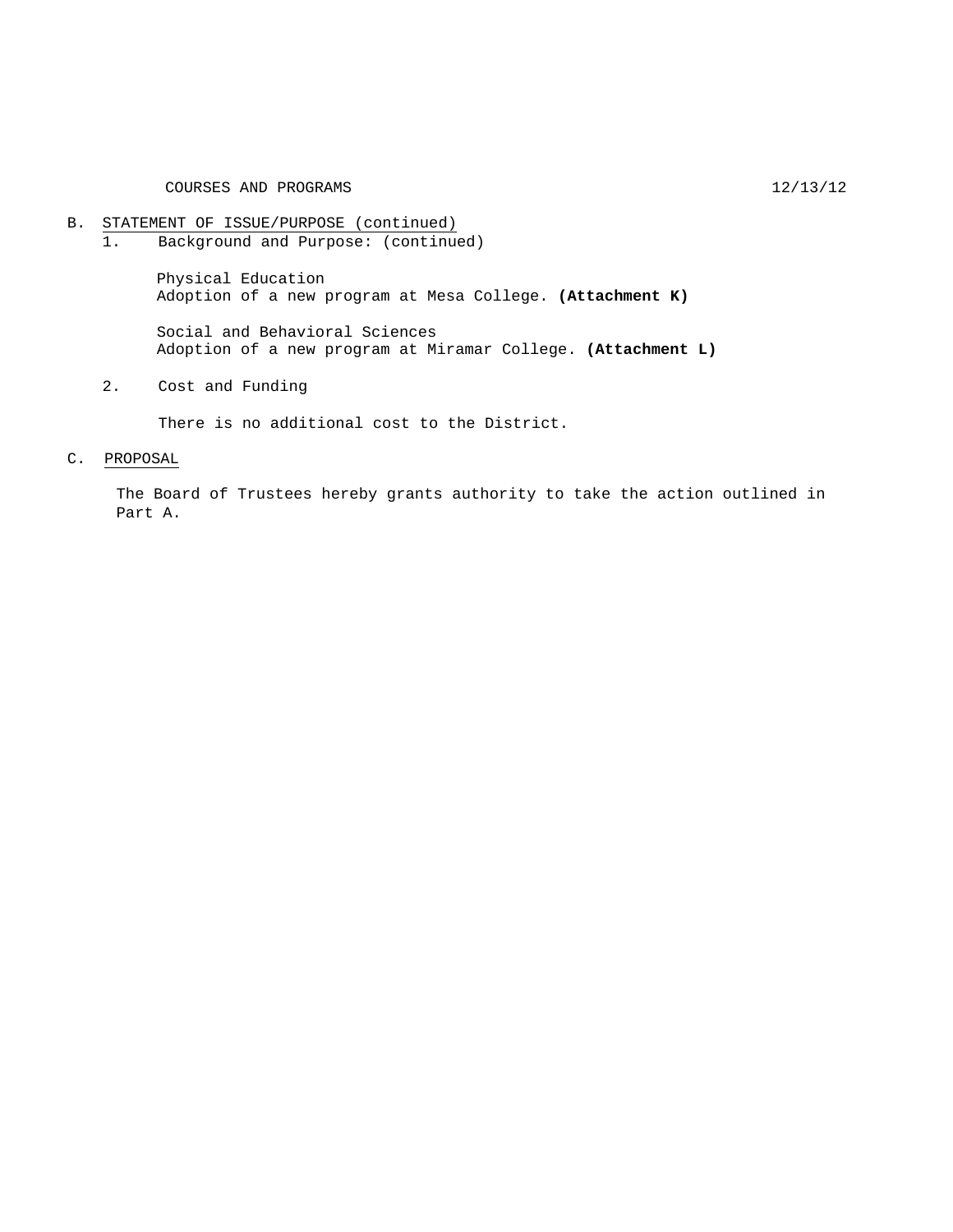B. STATEMENT OF ISSUE/PURPOSE (continued)

1. Background and Purpose: (continued)

   Physical Education
   Adoption of a new program at Mesa College. **(Attachment K)**

   Social and Behavioral Sciences
   Adoption of a new program at Miramar College. **(Attachment L)**

2. Cost and Funding

   There is no additional cost to the District.

C. PROPOSAL

The Board of Trustees hereby grants authority to take the action outlined in Part A.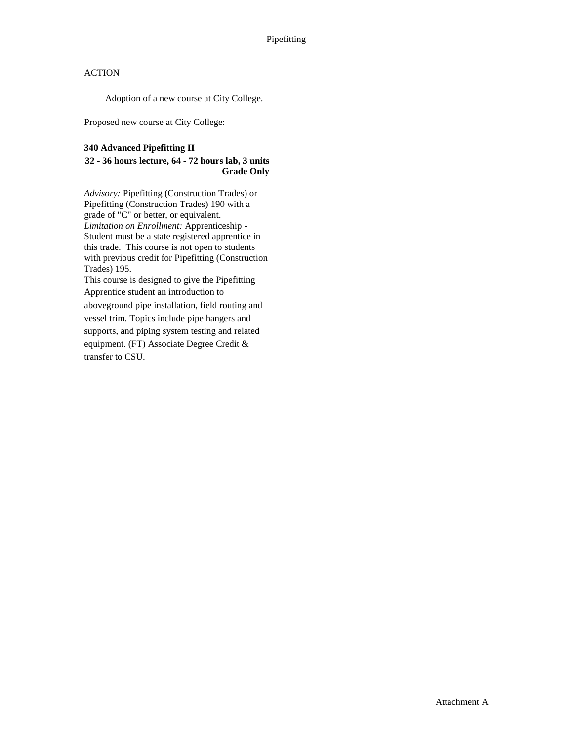Pipefitting

<u>ACTION</u>

Adoption of a new course at City College.

Proposed new course at City College:

**340 Advanced Pipefitting II**
**32 - 36 hours lecture, 64 - 72 hours lab, 3 units**
**Grade Only**

*Advisory:* Pipefitting (Construction Trades) or Pipefitting (Construction Trades) 190 with a grade of "C" or better, or equivalent.
*Limitation on Enrollment:* Apprenticeship - Student must be a state registered apprentice in this trade. This course is not open to students with previous credit for Pipefitting (Construction Trades) 195.
This course is designed to give the Pipefitting Apprentice student an introduction to aboveground pipe installation, field routing and vessel trim. Topics include pipe hangers and supports, and piping system testing and related equipment. (FT) Associate Degree Credit & transfer to CSU.

Attachment A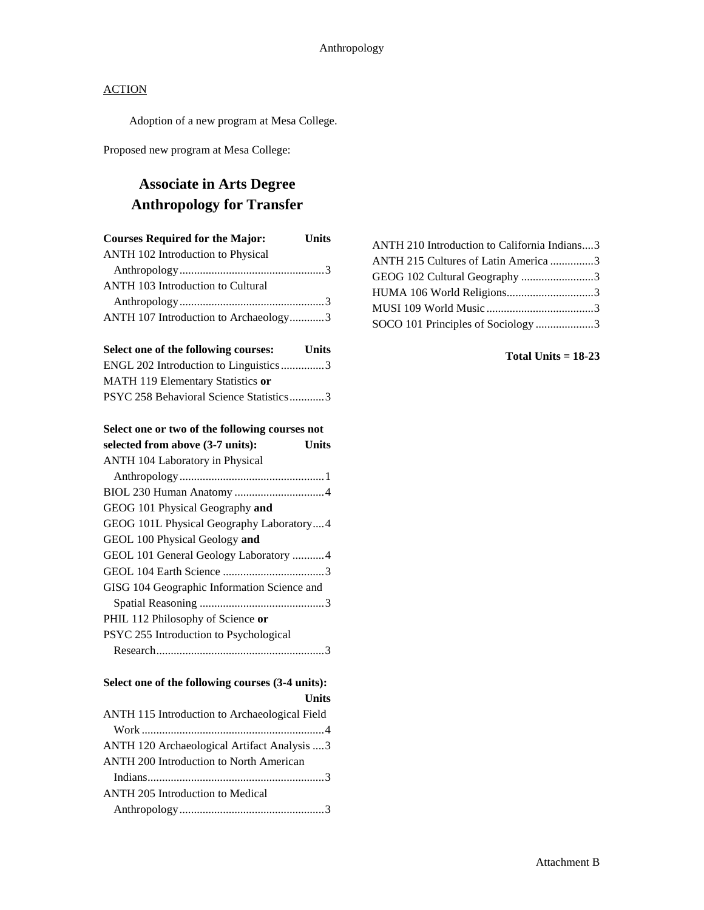ACTION

Adoption of a new program at Mesa College.

Proposed new program at Mesa College:

# Associate in Arts Degree Anthropology for Transfer

| Courses Required for the Major: | Units |
|---|---|
| ANTH 102 Introduction to Physical Anthropology | 3 |
| ANTH 103 Introduction to Cultural Anthropology | 3 |
| ANTH 107 Introduction to Archaeology | 3 |

| Select one of the following courses: | Units |
|---|---|
| ENGL 202 Introduction to Linguistics | 3 |
| MATH 119 Elementary Statistics **or** PSYC 258 Behavioral Science Statistics | 3 |

| Select one or two of the following courses not selected from above (3-7 units): | Units |
|---|---|
| ANTH 104 Laboratory in Physical Anthropology | 1 |
| BIOL 230 Human Anatomy | 4 |
| GEOG 101 Physical Geography **and** GEOG 101L Physical Geography Laboratory | 4 |
| GEOL 100 Physical Geology **and** GEOL 101 General Geology Laboratory | 4 |
| GEOL 104 Earth Science | 3 |
| GISG 104 Geographic Information Science and Spatial Reasoning | 3 |
| PHIL 112 Philosophy of Science **or** PSYC 255 Introduction to Psychological Research | 3 |

| Select one of the following courses (3-4 units): | Units |
|---|---|
| ANTH 115 Introduction to Archaeological Field Work | 4 |
| ANTH 120 Archaeological Artifact Analysis | 3 |
| ANTH 200 Introduction to North American Indians | 3 |
| ANTH 205 Introduction to Medical Anthropology | 3 |
| ANTH 210 Introduction to California Indians | 3 |
| ANTH 215 Cultures of Latin America | 3 |
| GEOG 102 Cultural Geography | 3 |
| HUMA 106 World Religions | 3 |
| MUSI 109 World Music | 3 |
| SOCO 101 Principles of Sociology | 3 |

**Total Units = 18-23**

Attachment B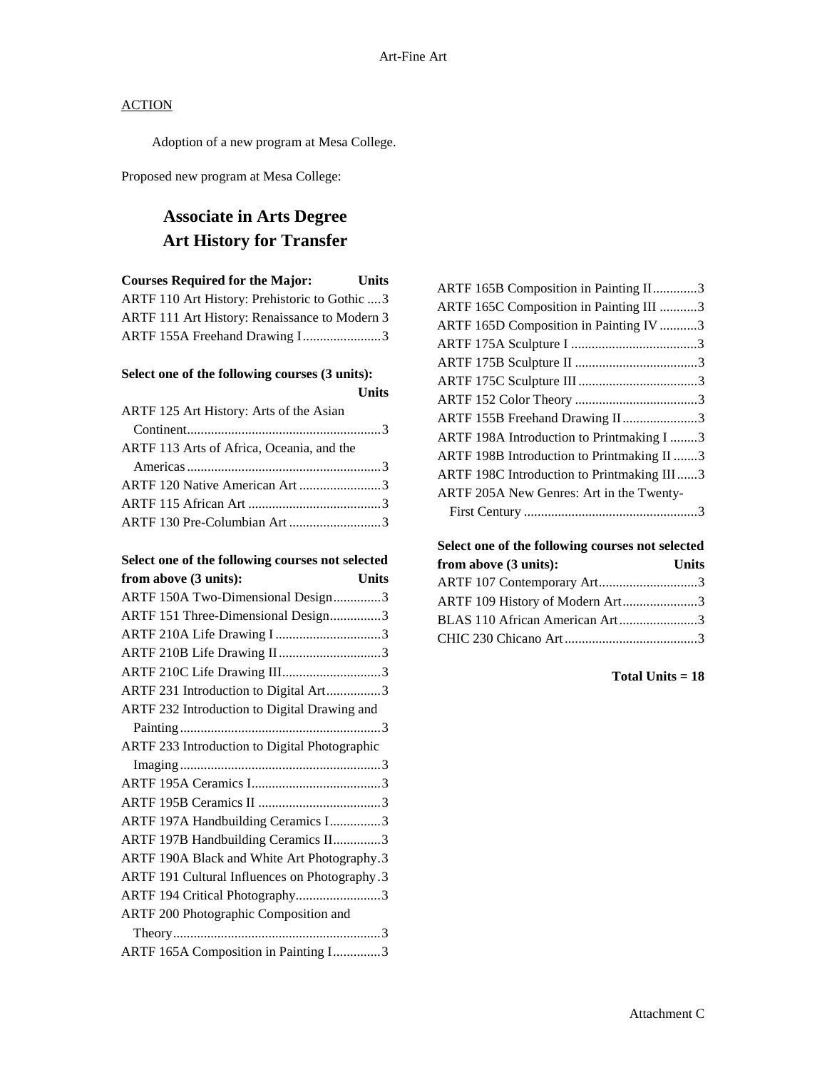ACTION

Adoption of a new program at Mesa College.

Proposed new program at Mesa College:

# Associate in Arts Degree
# Art History for Transfer

| Courses Required for the Major: | Units |
|---|---|
| ARTF 110 Art History: Prehistoric to Gothic | 3 |
| ARTF 111 Art History: Renaissance to Modern | 3 |
| ARTF 155A Freehand Drawing I | 3 |

| Select one of the following courses (3 units): | Units |
|---|---|
| ARTF 125 Art History: Arts of the Asian Continent | 3 |
| ARTF 113 Arts of Africa, Oceania, and the Americas | 3 |
| ARTF 120 Native American Art | 3 |
| ARTF 115 African Art | 3 |
| ARTF 130 Pre-Columbian Art | 3 |

| Select one of the following courses not selected from above (3 units): | Units |
|---|---|
| ARTF 150A Two-Dimensional Design | 3 |
| ARTF 151 Three-Dimensional Design | 3 |
| ARTF 210A Life Drawing I | 3 |
| ARTF 210B Life Drawing II | 3 |
| ARTF 210C Life Drawing III | 3 |
| ARTF 231 Introduction to Digital Art | 3 |
| ARTF 232 Introduction to Digital Drawing and Painting | 3 |
| ARTF 233 Introduction to Digital Photographic Imaging | 3 |
| ARTF 195A Ceramics I | 3 |
| ARTF 195B Ceramics II | 3 |
| ARTF 197A Handbuilding Ceramics I | 3 |
| ARTF 197B Handbuilding Ceramics II | 3 |
| ARTF 190A Black and White Art Photography | 3 |
| ARTF 191 Cultural Influences on Photography | 3 |
| ARTF 194 Critical Photography | 3 |
| ARTF 200 Photographic Composition and Theory | 3 |
| ARTF 165A Composition in Painting I | 3 |
| ARTF 165B Composition in Painting II | 3 |
| ARTF 165C Composition in Painting III | 3 |
| ARTF 165D Composition in Painting IV | 3 |
| ARTF 175A Sculpture I | 3 |
| ARTF 175B Sculpture II | 3 |
| ARTF 175C Sculpture III | 3 |
| ARTF 152 Color Theory | 3 |
| ARTF 155B Freehand Drawing II | 3 |
| ARTF 198A Introduction to Printmaking I | 3 |
| ARTF 198B Introduction to Printmaking II | 3 |
| ARTF 198C Introduction to Printmaking III | 3 |
| ARTF 205A New Genres: Art in the Twenty-First Century | 3 |

| Select one of the following courses not selected from above (3 units): | Units |
|---|---|
| ARTF 107 Contemporary Art | 3 |
| ARTF 109 History of Modern Art | 3 |
| BLAS 110 African American Art | 3 |
| CHIC 230 Chicano Art | 3 |

**Total Units = 18**

Attachment C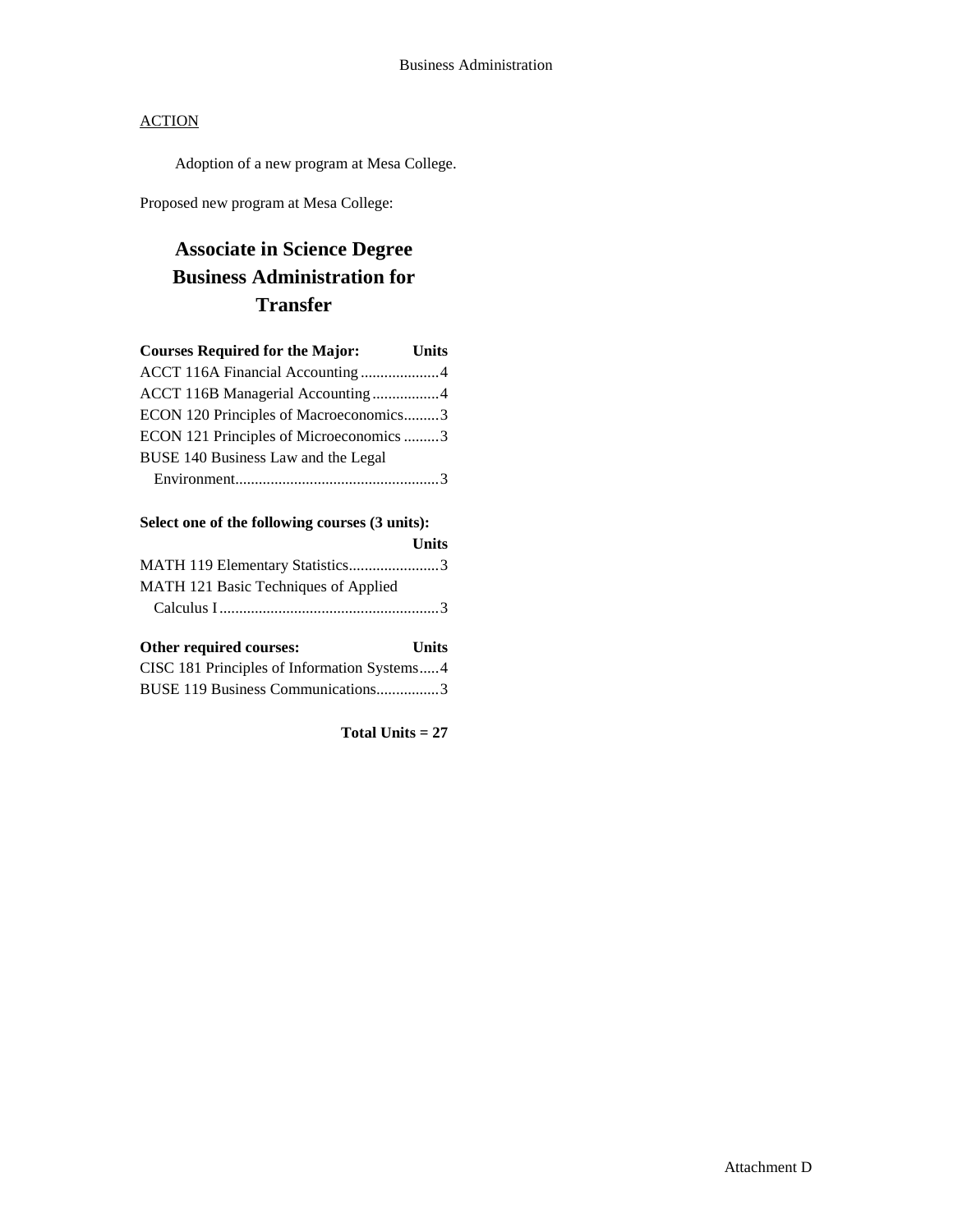## ACTION

Adoption of a new program at Mesa College.

Proposed new program at Mesa College:

# Associate in Science Degree Business Administration for Transfer

| Courses Required for the Major: | Units |
|---|---|
| ACCT 116A Financial Accounting | 4 |
| ACCT 116B Managerial Accounting | 4 |
| ECON 120 Principles of Macroeconomics | 3 |
| ECON 121 Principles of Microeconomics | 3 |
| BUSE 140 Business Law and the Legal Environment | 3 |

| Select one of the following courses (3 units): | Units |
|---|---|
| MATH 119 Elementary Statistics | 3 |
| MATH 121 Basic Techniques of Applied Calculus I | 3 |

| Other required courses: | Units |
|---|---|
| CISC 181 Principles of Information Systems | 4 |
| BUSE 119 Business Communications | 3 |

**Total Units = 27**

Attachment D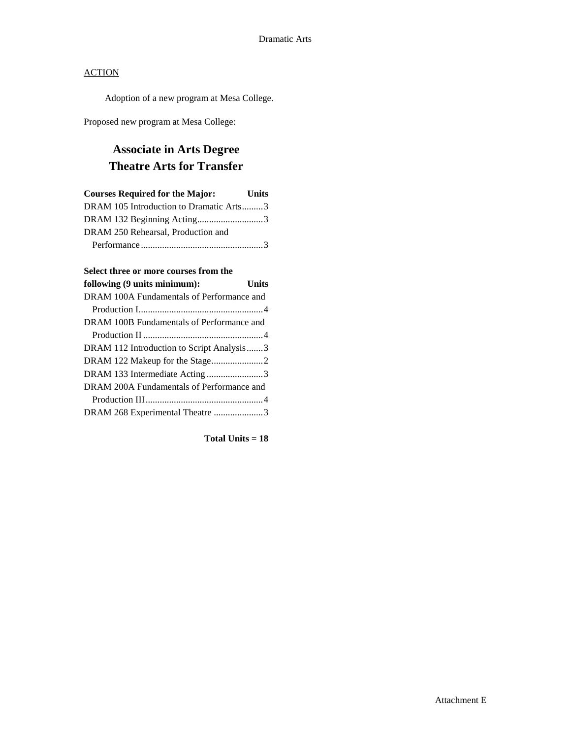ACTION

Adoption of a new program at Mesa College.

Proposed new program at Mesa College:

# Associate in Arts Degree
# Theatre Arts for Transfer

| **Courses Required for the Major:** | **Units** |
| --- | --- |
| DRAM 105 Introduction to Dramatic Arts | 3 |
| DRAM 132 Beginning Acting | 3 |
| DRAM 250 Rehearsal, Production and Performance | 3 |

| **Select three or more courses from the following (9 units minimum):** | **Units** |
| --- | --- |
| DRAM 100A Fundamentals of Performance and Production I | 4 |
| DRAM 100B Fundamentals of Performance and Production II | 4 |
| DRAM 112 Introduction to Script Analysis | 3 |
| DRAM 122 Makeup for the Stage | 2 |
| DRAM 133 Intermediate Acting | 3 |
| DRAM 200A Fundamentals of Performance and Production III | 4 |
| DRAM 268 Experimental Theatre | 3 |

**Total Units = 18**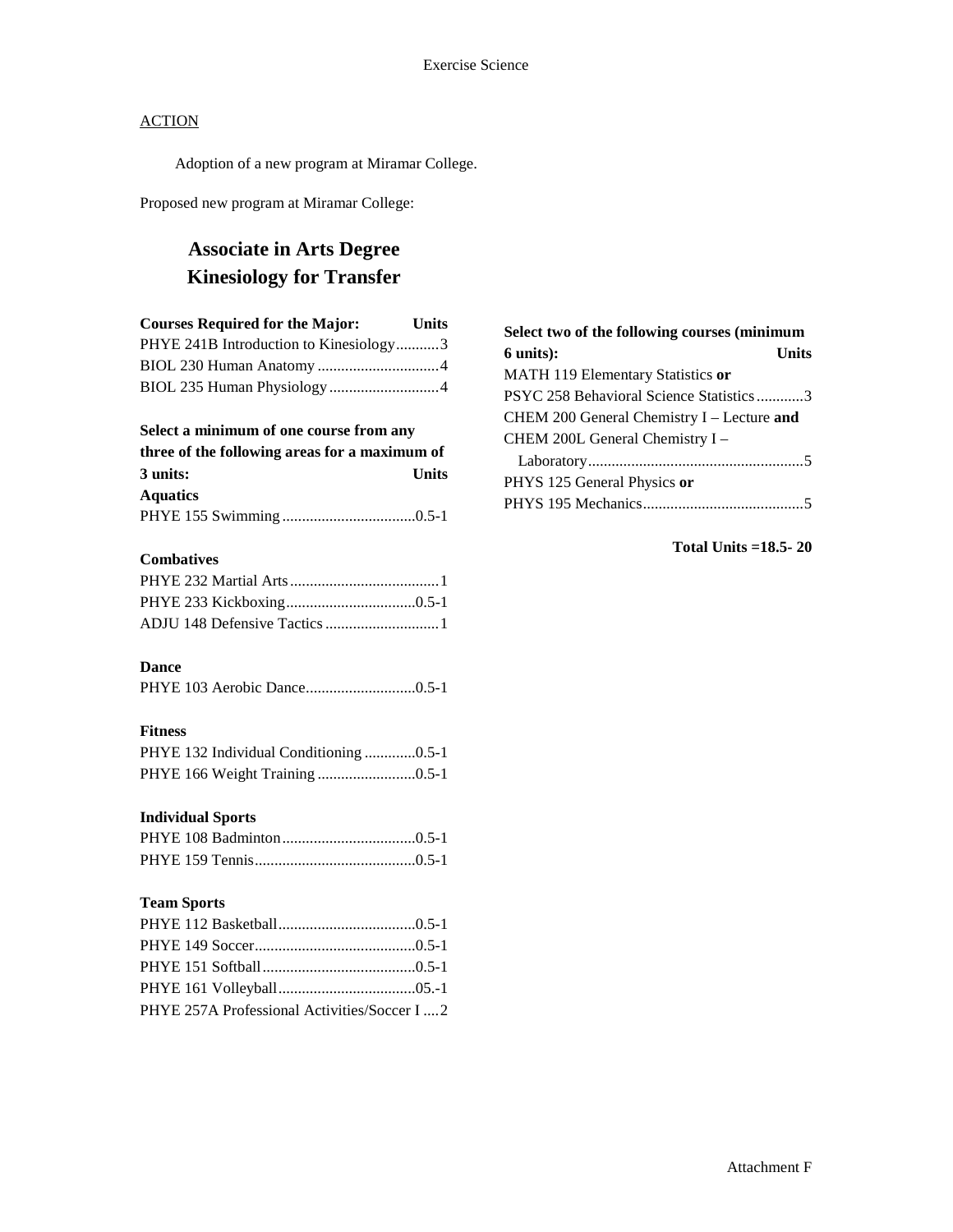## ACTION

Adoption of a new program at Miramar College.

Proposed new program at Miramar College:

# Associate in Arts Degree Kinesiology for Transfer

| Courses Required for the Major: | Units |
| --- | --- |
| PHYE 241B Introduction to Kinesiology | 3 |
| BIOL 230 Human Anatomy | 4 |
| BIOL 235 Human Physiology | 4 |

| Select a minimum of one course from any three of the following areas for a maximum of 3 units: | Units |
| --- | --- |
| **Aquatics** | |
| PHYE 155 Swimming | 0.5-1 |
| **Combatives** | |
| PHYE 232 Martial Arts | 1 |
| PHYE 233 Kickboxing | 0.5-1 |
| ADJU 148 Defensive Tactics | 1 |
| **Dance** | |
| PHYE 103 Aerobic Dance | 0.5-1 |
| **Fitness** | |
| PHYE 132 Individual Conditioning | 0.5-1 |
| PHYE 166 Weight Training | 0.5-1 |
| **Individual Sports** | |
| PHYE 108 Badminton | 0.5-1 |
| PHYE 159 Tennis | 0.5-1 |
| **Team Sports** | |
| PHYE 112 Basketball | 0.5-1 |
| PHYE 149 Soccer | 0.5-1 |
| PHYE 151 Softball | 0.5-1 |
| PHYE 161 Volleyball | 05.-1 |
| PHYE 257A Professional Activities/Soccer I | 2 |

| Select two of the following courses (minimum 6 units): | Units |
| --- | --- |
| MATH 119 Elementary Statistics **or** PSYC 258 Behavioral Science Statistics | 3 |
| CHEM 200 General Chemistry I – Lecture **and** CHEM 200L General Chemistry I – Laboratory | 5 |
| PHYS 125 General Physics **or** PHYS 195 Mechanics | 5 |

**Total Units =18.5- 20**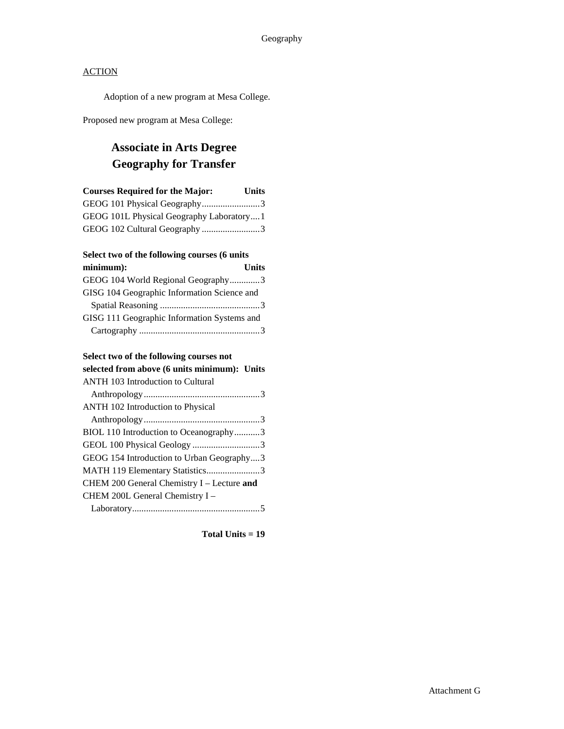Geography

ACTION

Adoption of a new program at Mesa College.

Proposed new program at Mesa College:

# Associate in Arts Degree
# Geography for Transfer

| Courses Required for the Major: | Units |
|---|---|
| GEOG 101 Physical Geography | 3 |
| GEOG 101L Physical Geography Laboratory | 1 |
| GEOG 102 Cultural Geography | 3 |

| Select two of the following courses (6 units minimum): | Units |
|---|---|
| GEOG 104 World Regional Geography | 3 |
| GISG 104 Geographic Information Science and Spatial Reasoning | 3 |
| GISG 111 Geographic Information Systems and Cartography | 3 |

| Select two of the following courses not selected from above (6 units minimum): | Units |
|---|---|
| ANTH 103 Introduction to Cultural Anthropology | 3 |
| ANTH 102 Introduction to Physical Anthropology | 3 |
| BIOL 110 Introduction to Oceanography | 3 |
| GEOL 100 Physical Geology | 3 |
| GEOG 154 Introduction to Urban Geography | 3 |
| MATH 119 Elementary Statistics | 3 |
| CHEM 200 General Chemistry I – Lecture **and** CHEM 200L General Chemistry I – Laboratory | 5 |

**Total Units = 19**

Attachment G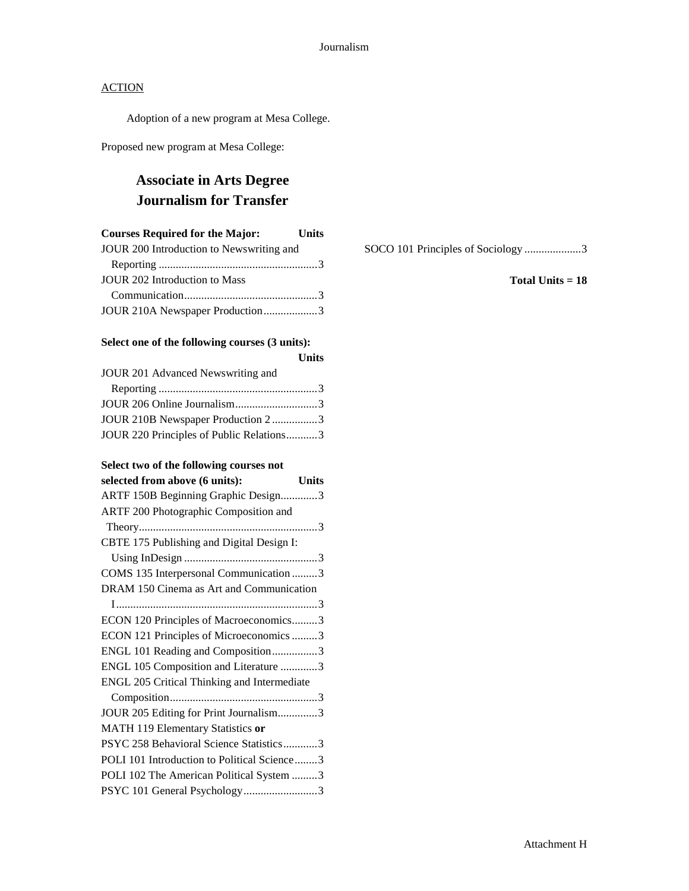ACTION

Adoption of a new program at Mesa College.

Proposed new program at Mesa College:

## Associate in Arts Degree
## Journalism for Transfer

| Courses Required for the Major: | Units |
|---|---|
| JOUR 200 Introduction to Newswriting and Reporting | 3 |
| JOUR 202 Introduction to Mass Communication | 3 |
| JOUR 210A Newspaper Production | 3 |

| Select one of the following courses (3 units): | Units |
|---|---|
| JOUR 201 Advanced Newswriting and Reporting | 3 |
| JOUR 206 Online Journalism | 3 |
| JOUR 210B Newspaper Production 2 | 3 |
| JOUR 220 Principles of Public Relations | 3 |

| Select two of the following courses not selected from above (6 units): | Units |
|---|---|
| ARTF 150B Beginning Graphic Design | 3 |
| ARTF 200 Photographic Composition and Theory | 3 |
| CBTE 175 Publishing and Digital Design I: Using InDesign | 3 |
| COMS 135 Interpersonal Communication | 3 |
| DRAM 150 Cinema as Art and Communication I | 3 |
| ECON 120 Principles of Macroeconomics | 3 |
| ECON 121 Principles of Microeconomics | 3 |
| ENGL 101 Reading and Composition | 3 |
| ENGL 105 Composition and Literature | 3 |
| ENGL 205 Critical Thinking and Intermediate Composition | 3 |
| JOUR 205 Editing for Print Journalism | 3 |
| MATH 119 Elementary Statistics **or** PSYC 258 Behavioral Science Statistics | 3 |
| POLI 101 Introduction to Political Science | 3 |
| POLI 102 The American Political System | 3 |
| PSYC 101 General Psychology | 3 |
| SOCO 101 Principles of Sociology | 3 |

**Total Units = 18**

Attachment H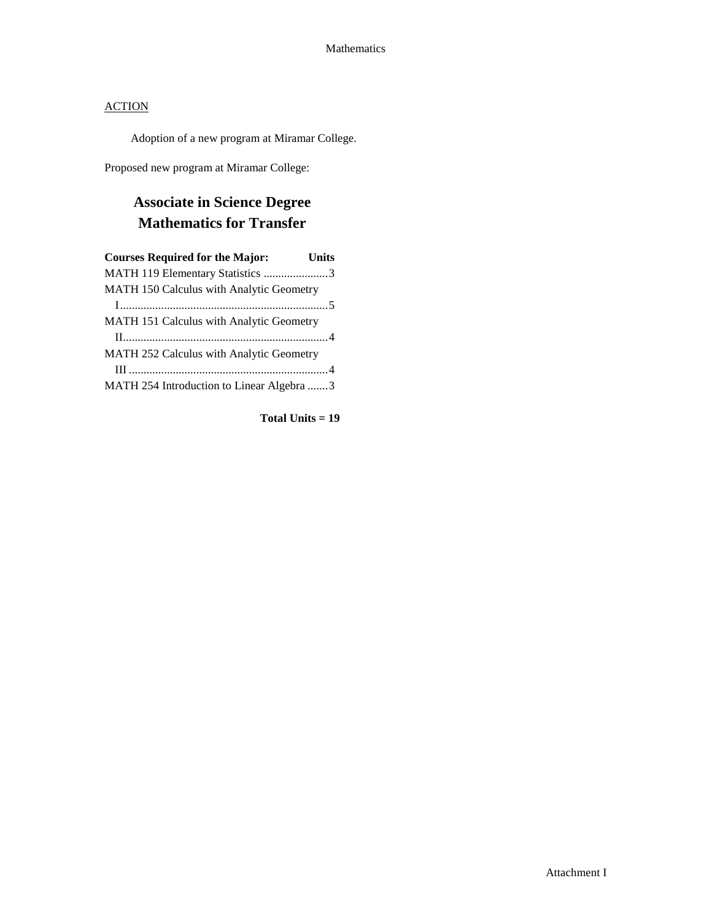ACTION

Adoption of a new program at Miramar College.

Proposed new program at Miramar College:

## Associate in Science Degree
## Mathematics for Transfer

| Courses Required for the Major: | Units |
| --- | --- |
| MATH 119 Elementary Statistics | 3 |
| MATH 150 Calculus with Analytic Geometry I | 5 |
| MATH 151 Calculus with Analytic Geometry II | 4 |
| MATH 252 Calculus with Analytic Geometry III | 4 |
| MATH 254 Introduction to Linear Algebra | 3 |

**Total Units = 19**

Attachment I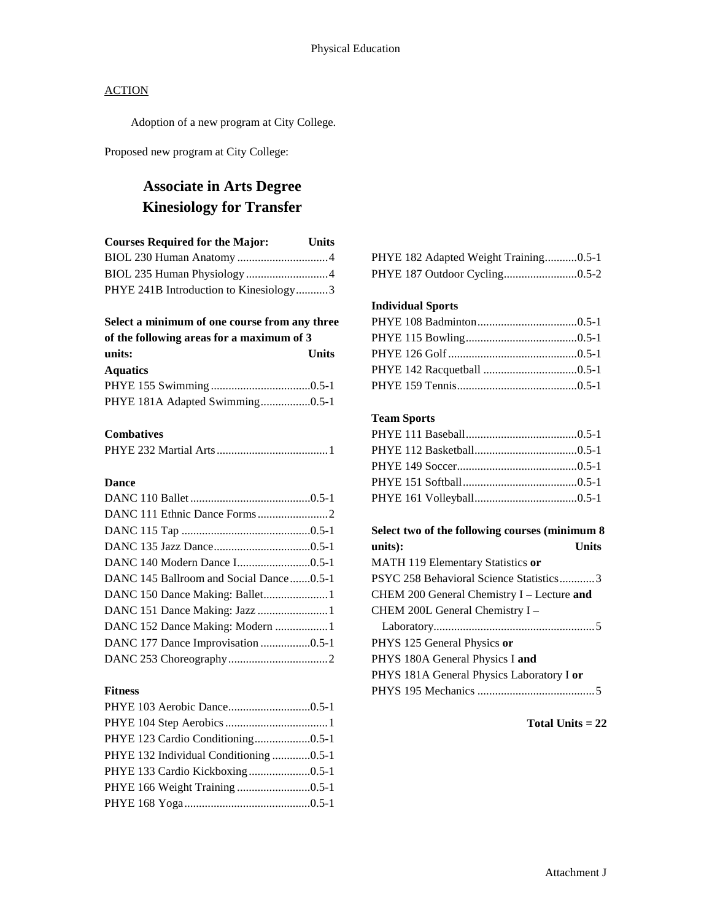ACTION

Adoption of a new program at City College.

Proposed new program at City College:

# Associate in Arts Degree
# Kinesiology for Transfer

| Courses Required for the Major: | Units |
|---|---|
| BIOL 230 Human Anatomy | 4 |
| BIOL 235 Human Physiology | 4 |
| PHYE 241B Introduction to Kinesiology | 3 |

| Select a minimum of one course from any three of the following areas for a maximum of 3 units: | Units |
|---|---|
| **Aquatics** | |
| PHYE 155 Swimming | 0.5-1 |
| PHYE 181A Adapted Swimming | 0.5-1 |
| **Combatives** | |
| PHYE 232 Martial Arts | 1 |
| **Dance** | |
| DANC 110 Ballet | 0.5-1 |
| DANC 111 Ethnic Dance Forms | 2 |
| DANC 115 Tap | 0.5-1 |
| DANC 135 Jazz Dance | 0.5-1 |
| DANC 140 Modern Dance I | 0.5-1 |
| DANC 145 Ballroom and Social Dance | 0.5-1 |
| DANC 150 Dance Making: Ballet | 1 |
| DANC 151 Dance Making: Jazz | 1 |
| DANC 152 Dance Making: Modern | 1 |
| DANC 177 Dance Improvisation | 0.5-1 |
| DANC 253 Choreography | 2 |
| **Fitness** | |
| PHYE 103 Aerobic Dance | 0.5-1 |
| PHYE 104 Step Aerobics | 1 |
| PHYE 123 Cardio Conditioning | 0.5-1 |
| PHYE 132 Individual Conditioning | 0.5-1 |
| PHYE 133 Cardio Kickboxing | 0.5-1 |
| PHYE 166 Weight Training | 0.5-1 |
| PHYE 168 Yoga | 0.5-1 |
| PHYE 182 Adapted Weight Training | 0.5-1 |
| PHYE 187 Outdoor Cycling | 0.5-2 |
| **Individual Sports** | |
| PHYE 108 Badminton | 0.5-1 |
| PHYE 115 Bowling | 0.5-1 |
| PHYE 126 Golf | 0.5-1 |
| PHYE 142 Racquetball | 0.5-1 |
| PHYE 159 Tennis | 0.5-1 |
| **Team Sports** | |
| PHYE 111 Baseball | 0.5-1 |
| PHYE 112 Basketball | 0.5-1 |
| PHYE 149 Soccer | 0.5-1 |
| PHYE 151 Softball | 0.5-1 |
| PHYE 161 Volleyball | 0.5-1 |

| Select two of the following courses (minimum 8 units): | Units |
|---|---|
| MATH 119 Elementary Statistics **or** PSYC 258 Behavioral Science Statistics | 3 |
| CHEM 200 General Chemistry I – Lecture **and** CHEM 200L General Chemistry I – Laboratory | 5 |
| PHYS 125 General Physics **or** PHYS 180A General Physics I **and** PHYS 181A General Physics Laboratory I **or** PHYS 195 Mechanics | 5 |

**Total Units = 22**

Attachment J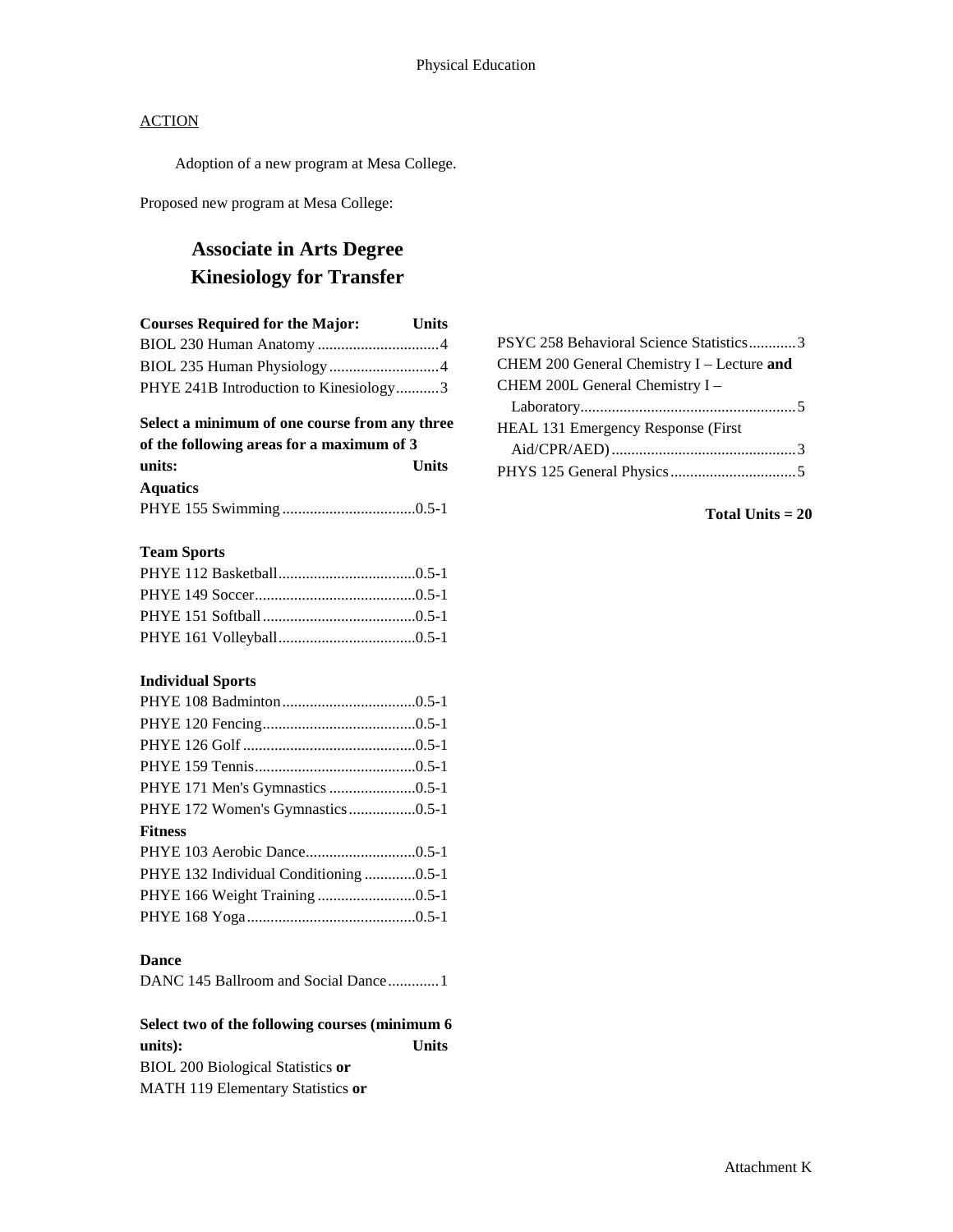Physical Education

ACTION

Adoption of a new program at Mesa College.

Proposed new program at Mesa College:

# Associate in Arts Degree
# Kinesiology for Transfer

| Courses Required for the Major: | Units |
|---|---|
| BIOL 230 Human Anatomy | 4 |
| BIOL 235 Human Physiology | 4 |
| PHYE 241B Introduction to Kinesiology | 3 |

| Select a minimum of one course from any three of the following areas for a maximum of 3 units: | Units |
|---|---|
| **Aquatics** | |
| PHYE 155 Swimming | 0.5-1 |
| **Team Sports** | |
| PHYE 112 Basketball | 0.5-1 |
| PHYE 149 Soccer | 0.5-1 |
| PHYE 151 Softball | 0.5-1 |
| PHYE 161 Volleyball | 0.5-1 |
| **Individual Sports** | |
| PHYE 108 Badminton | 0.5-1 |
| PHYE 120 Fencing | 0.5-1 |
| PHYE 126 Golf | 0.5-1 |
| PHYE 159 Tennis | 0.5-1 |
| PHYE 171 Men's Gymnastics | 0.5-1 |
| PHYE 172 Women's Gymnastics | 0.5-1 |
| **Fitness** | |
| PHYE 103 Aerobic Dance | 0.5-1 |
| PHYE 132 Individual Conditioning | 0.5-1 |
| PHYE 166 Weight Training | 0.5-1 |
| PHYE 168 Yoga | 0.5-1 |
| **Dance** | |
| DANC 145 Ballroom and Social Dance | 1 |

| Select two of the following courses (minimum 6 units): | Units |
|---|---|
| BIOL 200 Biological Statistics **or** | |
| MATH 119 Elementary Statistics **or** | |
| PSYC 258 Behavioral Science Statistics | 3 |
| CHEM 200 General Chemistry I – Lecture **and** CHEM 200L General Chemistry I – Laboratory | 5 |
| HEAL 131 Emergency Response (First Aid/CPR/AED) | 3 |
| PHYS 125 General Physics | 5 |

**Total Units = 20**

Attachment K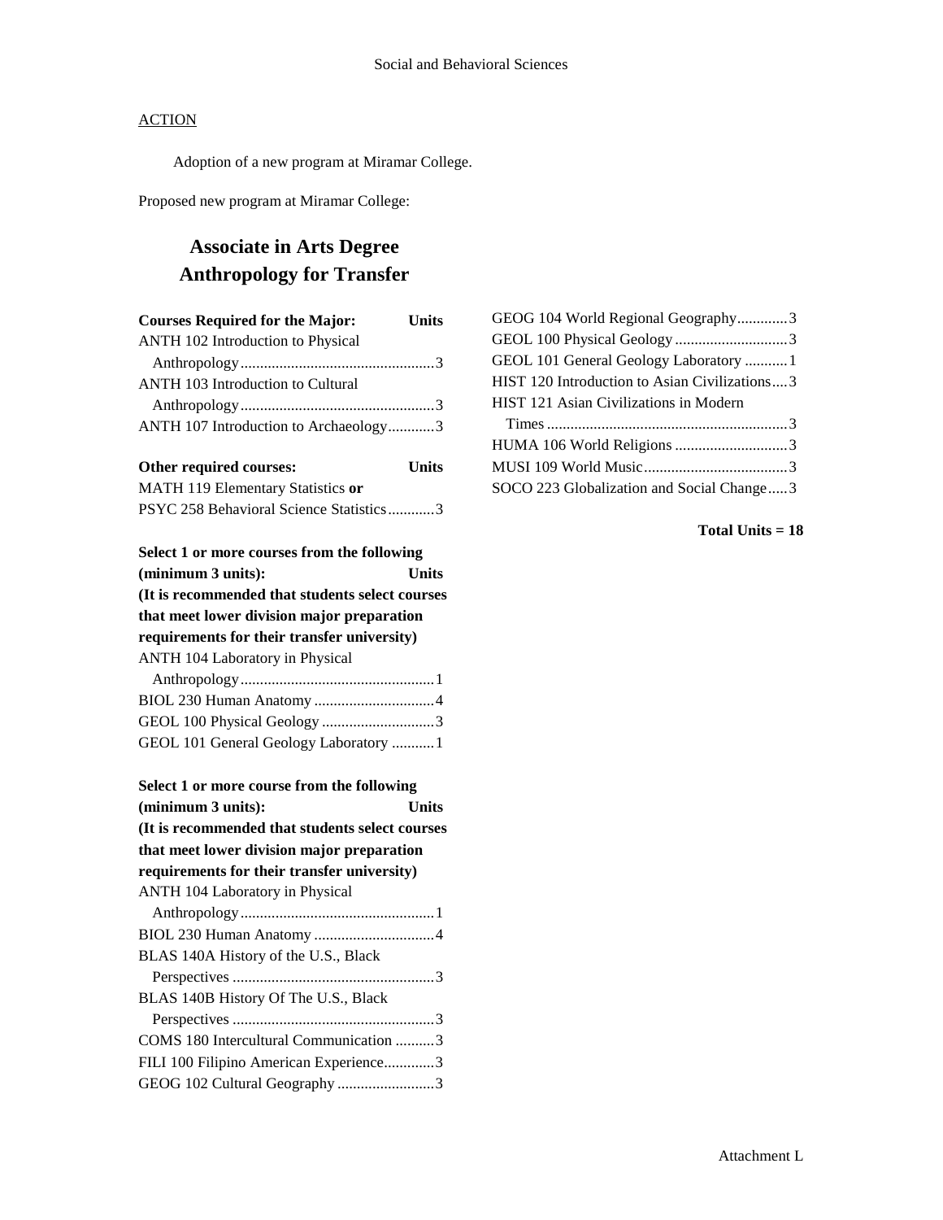## ACTION

Adoption of a new program at Miramar College.

Proposed new program at Miramar College:

# Associate in Arts Degree
# Anthropology for Transfer

| **Courses Required for the Major:** | **Units** |
|---|---|
| ANTH 102 Introduction to Physical Anthropology | 3 |
| ANTH 103 Introduction to Cultural Anthropology | 3 |
| ANTH 107 Introduction to Archaeology | 3 |

| **Other required courses:** | **Units** |
|---|---|
| MATH 119 Elementary Statistics **or** PSYC 258 Behavioral Science Statistics | 3 |

| **Select 1 or more courses from the following (minimum 3 units): (It is recommended that students select courses that meet lower division major preparation requirements for their transfer university)** | **Units** |
|---|---|
| ANTH 104 Laboratory in Physical Anthropology | 1 |
| BIOL 230 Human Anatomy | 4 |
| GEOL 100 Physical Geology | 3 |
| GEOL 101 General Geology Laboratory | 1 |

| **Select 1 or more course from the following (minimum 3 units): (It is recommended that students select courses that meet lower division major preparation requirements for their transfer university)** | **Units** |
|---|---|
| ANTH 104 Laboratory in Physical Anthropology | 1 |
| BIOL 230 Human Anatomy | 4 |
| BLAS 140A History of the U.S., Black Perspectives | 3 |
| BLAS 140B History Of The U.S., Black Perspectives | 3 |
| COMS 180 Intercultural Communication | 3 |
| FILI 100 Filipino American Experience | 3 |
| GEOG 102 Cultural Geography | 3 |
| GEOG 104 World Regional Geography | 3 |
| GEOL 100 Physical Geology | 3 |
| GEOL 101 General Geology Laboratory | 1 |
| HIST 120 Introduction to Asian Civilizations | 3 |
| HIST 121 Asian Civilizations in Modern Times | 3 |
| HUMA 106 World Religions | 3 |
| MUSI 109 World Music | 3 |
| SOCO 223 Globalization and Social Change | 3 |

**Total Units = 18**